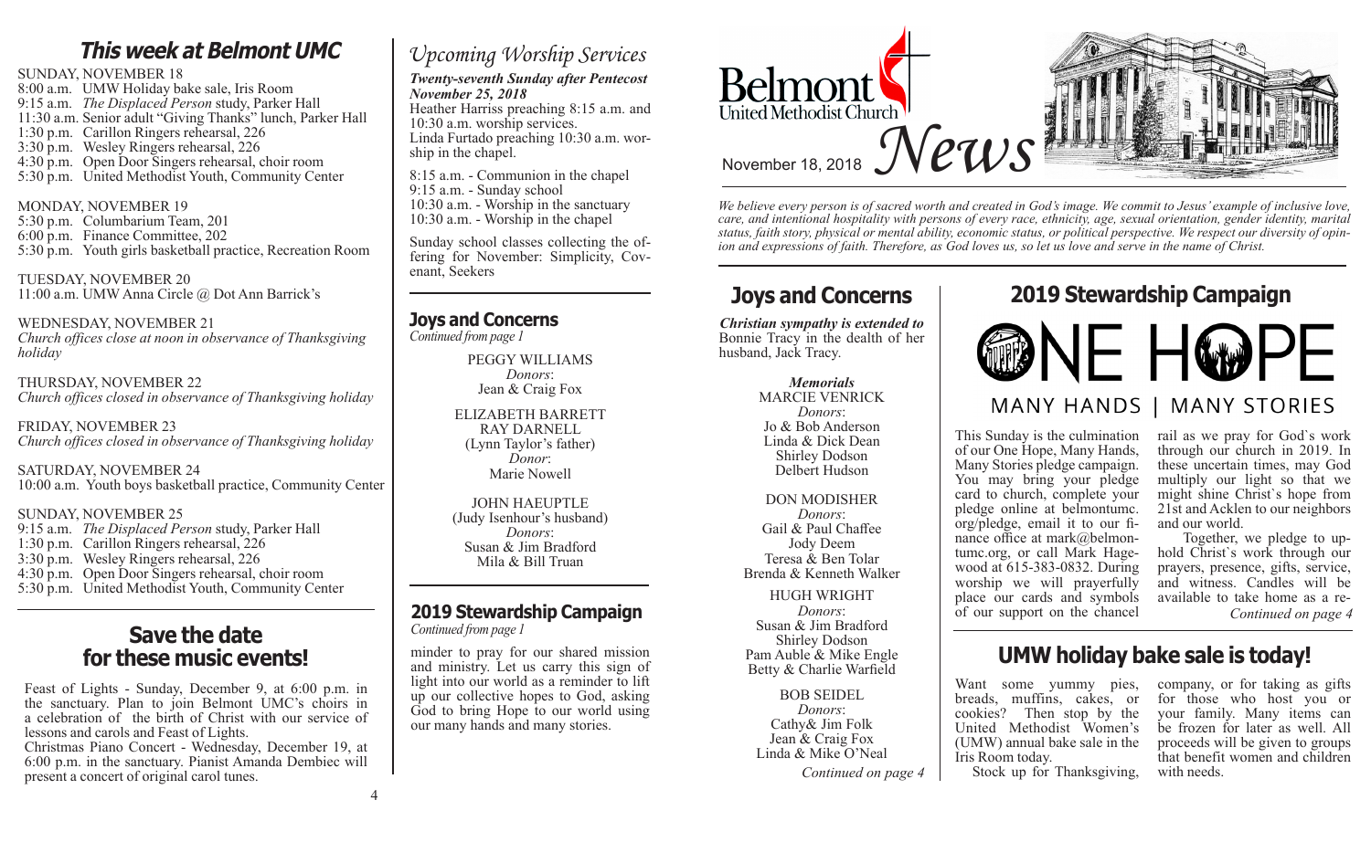## This week at Belmont UMC

SUNDAY, NOVEMBER 18
8:00 a.m. UMW Holiday bake sale, Iris Room
9:15 a.m. *The Displaced Person* study, Parker Hall
11:30 a.m. Senior adult "Giving Thanks" lunch, Parker Hall
1:30 p.m. Carillon Ringers rehearsal, 226
3:30 p.m. Wesley Ringers rehearsal, 226
4:30 p.m. Open Door Singers rehearsal, choir room
5:30 p.m. United Methodist Youth, Community Center

MONDAY, NOVEMBER 19
5:30 p.m. Columbarium Team, 201
6:00 p.m. Finance Committee, 202
5:30 p.m. Youth girls basketball practice, Recreation Room

TUESDAY, NOVEMBER 20
11:00 a.m. UMW Anna Circle @ Dot Ann Barrick's

WEDNESDAY, NOVEMBER 21
*Church offices close at noon in observance of Thanksgiving holiday*

THURSDAY, NOVEMBER 22
*Church offices closed in observance of Thanksgiving holiday*

FRIDAY, NOVEMBER 23
*Church offices closed in observance of Thanksgiving holiday*

SATURDAY, NOVEMBER 24
10:00 a.m. Youth boys basketball practice, Community Center

SUNDAY, NOVEMBER 25
9:15 a.m. *The Displaced Person* study, Parker Hall
1:30 p.m. Carillon Ringers rehearsal, 226
3:30 p.m. Wesley Ringers rehearsal, 226
4:30 p.m. Open Door Singers rehearsal, choir room
5:30 p.m. United Methodist Youth, Community Center

## Save the date for these music events!

Feast of Lights - Sunday, December 9, at 6:00 p.m. in the sanctuary. Plan to join Belmont UMC's choirs in a celebration of the birth of Christ with our service of lessons and carols and Feast of Lights.

Christmas Piano Concert - Wednesday, December 19, at 6:00 p.m. in the sanctuary. Pianist Amanda Dembiec will present a concert of original carol tunes.

## Upcoming Worship Services

***Twenty-seventh Sunday after Pentecost***
***November 25, 2018***

Heather Harriss preaching 8:15 a.m. and 10:30 a.m. worship services.
Linda Furtado preaching 10:30 a.m. worship in the chapel.

8:15 a.m. - Communion in the chapel
9:15 a.m. - Sunday school
10:30 a.m. - Worship in the sanctuary
10:30 a.m. - Worship in the chapel

Sunday school classes collecting the offering for November: Simplicity, Covenant, Seekers

## Joys and Concerns

*Continued from page 1*

PEGGY WILLIAMS
*Donors*:
Jean & Craig Fox

ELIZABETH BARRETT
RAY DARNELL
(Lynn Taylor's father)
*Donor*:
Marie Nowell

JOHN HAEUPTLE
(Judy Isenhour's husband)
*Donors*:
Susan & Jim Bradford
Mila & Bill Truan

## 2019 Stewardship Campaign

*Continued from page 1*

minder to pray for our shared mission and ministry. Let us carry this sign of light into our world as a reminder to lift up our collective hopes to God, asking God to bring Hope to our world using our many hands and many stories.

# Belmont United Methodist Church News

November 18, 2018

*We believe every person is of sacred worth and created in God's image. We commit to Jesus' example of inclusive love, care, and intentional hospitality with persons of every race, ethnicity, age, sexual orientation, gender identity, marital status, faith story, physical or mental ability, economic status, or political perspective. We respect our diversity of opinion and expressions of faith. Therefore, as God loves us, so let us love and serve in the name of Christ.*

## Joys and Concerns

***Christian sympathy is extended to*** Bonnie Tracy in the dealth of her husband, Jack Tracy.

***Memorials***

MARCIE VENRICK
*Donors*:
Jo & Bob Anderson
Linda & Dick Dean
Shirley Dodson
Delbert Hudson

DON MODISHER
*Donors*:
Gail & Paul Chaffee
Jody Deem
Teresa & Ben Tolar
Brenda & Kenneth Walker

HUGH WRIGHT
*Donors*:
Susan & Jim Bradford
Shirley Dodson
Pam Auble & Mike Engle
Betty & Charlie Warfield

BOB SEIDEL
*Donors*:
Cathy& Jim Folk
Jean & Craig Fox
Linda & Mike O'Neal

*Continued on page 4*

## 2019 Stewardship Campaign

ONE HOPE
MANY HANDS | MANY STORIES

This Sunday is the culmination of our One Hope, Many Hands, Many Stories pledge campaign. You may bring your pledge card to church, complete your pledge online at belmontumc.org/pledge, email it to our finance office at mark@belmontumc.org, or call Mark Hagewood at 615-383-0832. During worship we will prayerfully place our cards and symbols of our support on the chancel rail as we pray for God's work through our church in 2019. In these uncertain times, may God multiply our light so that we might shine Christ's hope from 21st and Acklen to our neighbors and our world.

Together, we pledge to uphold Christ's work through our prayers, presence, gifts, service, and witness. Candles will be available to take home as a re-

*Continued on page 4*

## UMW holiday bake sale is today!

Want some yummy pies, breads, muffins, cakes, or cookies? Then stop by the United Methodist Women's (UMW) annual bake sale in the Iris Room today.

Stock up for Thanksgiving, company, or for taking as gifts for those who host you or your family. Many items can be frozen for later as well. All proceeds will be given to groups that benefit women and children with needs.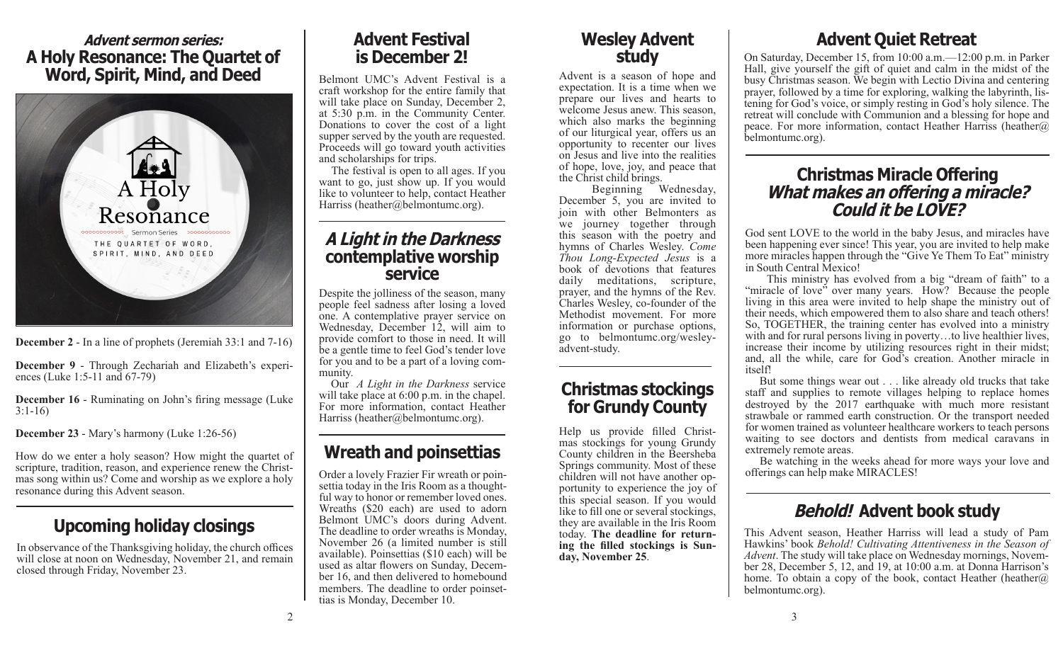## *Advent sermon series:* A Holy Resonance: The Quartet of Word, Spirit, Mind, and Deed

**December 2** - In a line of prophets (Jeremiah 33:1 and 7-16)

**December 9** - Through Zechariah and Elizabeth's experiences (Luke 1:5-11 and 67-79)

**December 16** - Ruminating on John's firing message (Luke 3:1-16)

**December 23** - Mary's harmony (Luke 1:26-56)

How do we enter a holy season? How might the quartet of scripture, tradition, reason, and experience renew the Christmas song within us? Come and worship as we explore a holy resonance during this Advent season.

## Upcoming holiday closings

In observance of the Thanksgiving holiday, the church offices will close at noon on Wednesday, November 21, and remain closed through Friday, November 23.

## Advent Festival is December 2!

Belmont UMC's Advent Festival is a craft workshop for the entire family that will take place on Sunday, December 2, at 5:30 p.m. in the Community Center. Donations to cover the cost of a light supper served by the youth are requested. Proceeds will go toward youth activities and scholarships for trips.

The festival is open to all ages. If you want to go, just show up. If you would like to volunteer to help, contact Heather Harriss (heather@belmontumc.org).

## *A Light in the Darkness* contemplative worship service

Despite the jolliness of the season, many people feel sadness after losing a loved one. A contemplative prayer service on Wednesday, December 12, will aim to provide comfort to those in need. It will be a gentle time to feel God's tender love for you and to be a part of a loving community.

Our *A Light in the Darkness* service will take place at 6:00 p.m. in the chapel. For more information, contact Heather Harriss (heather@belmontumc.org).

## Wreath and poinsettias

Order a lovely Frazier Fir wreath or poinsettia today in the Iris Room as a thoughtful way to honor or remember loved ones. Wreaths ($20 each) are used to adorn Belmont UMC's doors during Advent. The deadline to order wreaths is Monday, November 26 (a limited number is still available). Poinsettias ($10 each) will be used as altar flowers on Sunday, December 16, and then delivered to homebound members. The deadline to order poinsettias is Monday, December 10.

## Wesley Advent study

Advent is a season of hope and expectation. It is a time when we prepare our lives and hearts to welcome Jesus anew. This season, which also marks the beginning of our liturgical year, offers us an opportunity to recenter our lives on Jesus and live into the realities of hope, love, joy, and peace that the Christ child brings.

Beginning Wednesday, December 5, you are invited to join with other Belmonters as we journey together through this season with the poetry and hymns of Charles Wesley. *Come Thou Long-Expected Jesus* is a book of devotions that features daily meditations, scripture, prayer, and the hymns of the Rev. Charles Wesley, co-founder of the Methodist movement. For more information or purchase options, go to belmontumc.org/wesley-advent-study.

## Christmas stockings for Grundy County

Help us provide filled Christmas stockings for young Grundy County children in the Beersheba Springs community. Most of these children will not have another opportunity to experience the joy of this special season. If you would like to fill one or several stockings, they are available in the Iris Room today. **The deadline for returning the filled stockings is Sunday, November 25**.

## Advent Quiet Retreat

On Saturday, December 15, from 10:00 a.m.—12:00 p.m. in Parker Hall, give yourself the gift of quiet and calm in the midst of the busy Christmas season. We begin with Lectio Divina and centering prayer, followed by a time for exploring, walking the labyrinth, listening for God's voice, or simply resting in God's holy silence. The retreat will conclude with Communion and a blessing for hope and peace. For more information, contact Heather Harriss (heather@belmontumc.org).

## Christmas Miracle Offering *What makes an offering a miracle? Could it be LOVE?*

God sent LOVE to the world in the baby Jesus, and miracles have been happening ever since! This year, you are invited to help make more miracles happen through the "Give Ye Them To Eat" ministry in South Central Mexico!

This ministry has evolved from a big "dream of faith" to a "miracle of love" over many years. How? Because the people living in this area were invited to help shape the ministry out of their needs, which empowered them to also share and teach others! So, TOGETHER, the training center has evolved into a ministry with and for rural persons living in poverty…to live healthier lives, increase their income by utilizing resources right in their midst; and, all the while, care for God's creation. Another miracle in itself!

But some things wear out . . . like already old trucks that take staff and supplies to remote villages helping to replace homes destroyed by the 2017 earthquake with much more resistant strawbale or rammed earth construction. Or the transport needed for women trained as volunteer healthcare workers to teach persons waiting to see doctors and dentists from medical caravans in extremely remote areas.

Be watching in the weeks ahead for more ways your love and offerings can help make MIRACLES!

## *Behold!* Advent book study

This Advent season, Heather Harriss will lead a study of Pam Hawkins' book *Behold! Cultivating Attentiveness in the Season of Advent*. The study will take place on Wednesday mornings, November 28, December 5, 12, and 19, at 10:00 a.m. at Donna Harrison's home. To obtain a copy of the book, contact Heather (heather@belmontumc.org).